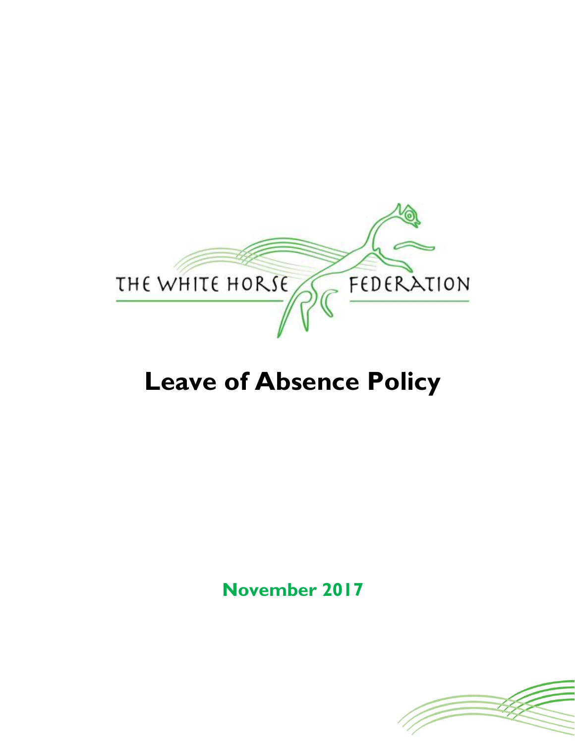THE WHITE HORSE FEDERATION

# Leave of Absence Policy

**November 2017**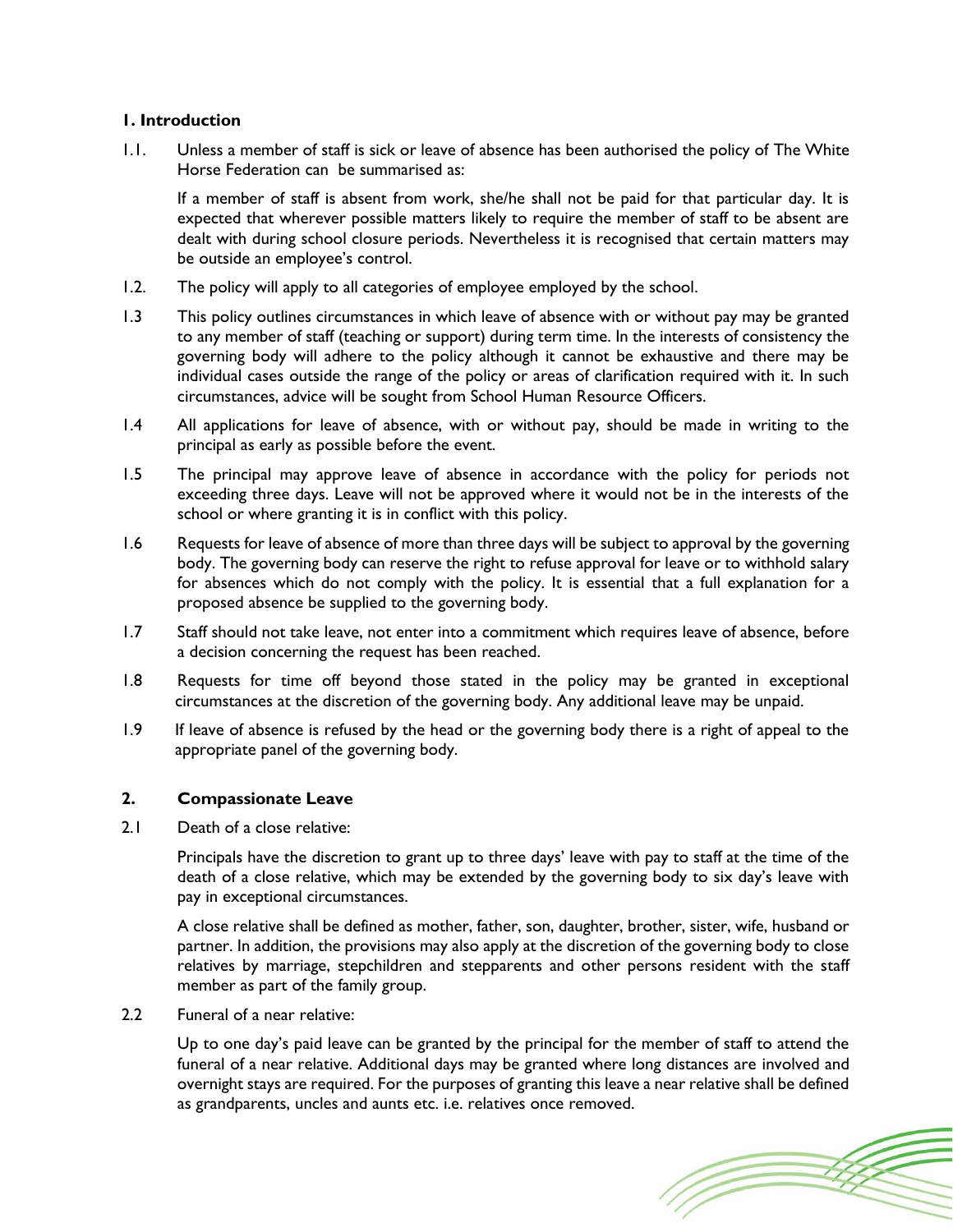## 1. Introduction

1.1. Unless a member of staff is sick or leave of absence has been authorised the policy of The White Horse Federation can be summarised as:

If a member of staff is absent from work, she/he shall not be paid for that particular day. It is expected that wherever possible matters likely to require the member of staff to be absent are dealt with during school closure periods. Nevertheless it is recognised that certain matters may be outside an employee's control.

1.2. The policy will apply to all categories of employee employed by the school.

1.3 This policy outlines circumstances in which leave of absence with or without pay may be granted to any member of staff (teaching or support) during term time. In the interests of consistency the governing body will adhere to the policy although it cannot be exhaustive and there may be individual cases outside the range of the policy or areas of clarification required with it. In such circumstances, advice will be sought from School Human Resource Officers.

1.4 All applications for leave of absence, with or without pay, should be made in writing to the principal as early as possible before the event.

1.5 The principal may approve leave of absence in accordance with the policy for periods not exceeding three days. Leave will not be approved where it would not be in the interests of the school or where granting it is in conflict with this policy.

1.6 Requests for leave of absence of more than three days will be subject to approval by the governing body. The governing body can reserve the right to refuse approval for leave or to withhold salary for absences which do not comply with the policy. It is essential that a full explanation for a proposed absence be supplied to the governing body.

1.7 Staff should not take leave, not enter into a commitment which requires leave of absence, before a decision concerning the request has been reached.

1.8 Requests for time off beyond those stated in the policy may be granted in exceptional circumstances at the discretion of the governing body. Any additional leave may be unpaid.

1.9 If leave of absence is refused by the head or the governing body there is a right of appeal to the appropriate panel of the governing body.

## 2. Compassionate Leave

2.1 Death of a close relative:

Principals have the discretion to grant up to three days' leave with pay to staff at the time of the death of a close relative, which may be extended by the governing body to six day's leave with pay in exceptional circumstances.

A close relative shall be defined as mother, father, son, daughter, brother, sister, wife, husband or partner. In addition, the provisions may also apply at the discretion of the governing body to close relatives by marriage, stepchildren and stepparents and other persons resident with the staff member as part of the family group.

2.2 Funeral of a near relative:

Up to one day's paid leave can be granted by the principal for the member of staff to attend the funeral of a near relative. Additional days may be granted where long distances are involved and overnight stays are required. For the purposes of granting this leave a near relative shall be defined as grandparents, uncles and aunts etc. i.e. relatives once removed.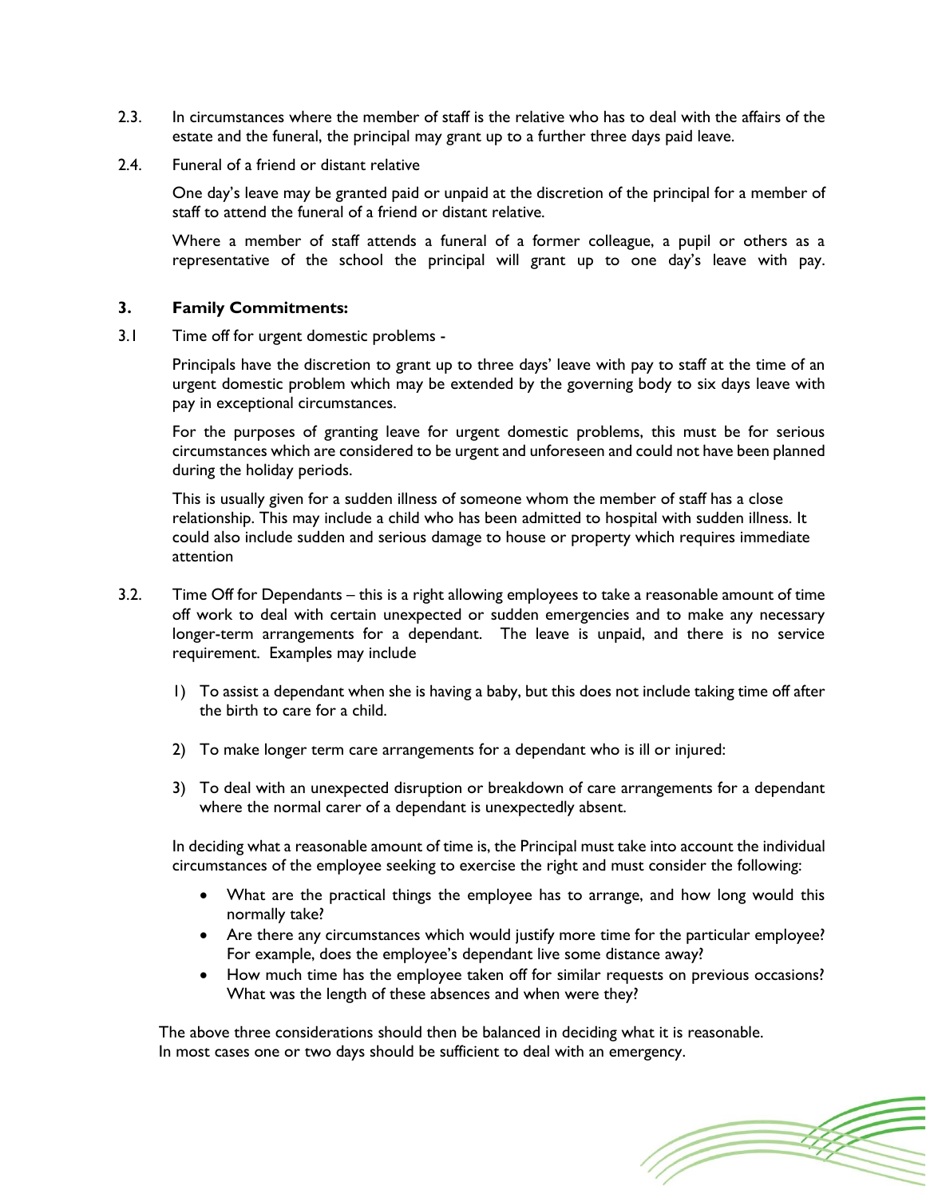2.3. In circumstances where the member of staff is the relative who has to deal with the affairs of the estate and the funeral, the principal may grant up to a further three days paid leave.

2.4. Funeral of a friend or distant relative

One day's leave may be granted paid or unpaid at the discretion of the principal for a member of staff to attend the funeral of a friend or distant relative.

Where a member of staff attends a funeral of a former colleague, a pupil or others as a representative of the school the principal will grant up to one day's leave with pay.

## 3. Family Commitments:

3.1 Time off for urgent domestic problems -

Principals have the discretion to grant up to three days' leave with pay to staff at the time of an urgent domestic problem which may be extended by the governing body to six days leave with pay in exceptional circumstances.

For the purposes of granting leave for urgent domestic problems, this must be for serious circumstances which are considered to be urgent and unforeseen and could not have been planned during the holiday periods.

This is usually given for a sudden illness of someone whom the member of staff has a close relationship. This may include a child who has been admitted to hospital with sudden illness. It could also include sudden and serious damage to house or property which requires immediate attention

3.2. Time Off for Dependants – this is a right allowing employees to take a reasonable amount of time off work to deal with certain unexpected or sudden emergencies and to make any necessary longer-term arrangements for a dependant. The leave is unpaid, and there is no service requirement. Examples may include

1) To assist a dependant when she is having a baby, but this does not include taking time off after the birth to care for a child.

2) To make longer term care arrangements for a dependant who is ill or injured:

3) To deal with an unexpected disruption or breakdown of care arrangements for a dependant where the normal carer of a dependant is unexpectedly absent.

In deciding what a reasonable amount of time is, the Principal must take into account the individual circumstances of the employee seeking to exercise the right and must consider the following:

- What are the practical things the employee has to arrange, and how long would this normally take?
- Are there any circumstances which would justify more time for the particular employee? For example, does the employee's dependant live some distance away?
- How much time has the employee taken off for similar requests on previous occasions? What was the length of these absences and when were they?

The above three considerations should then be balanced in deciding what it is reasonable. In most cases one or two days should be sufficient to deal with an emergency.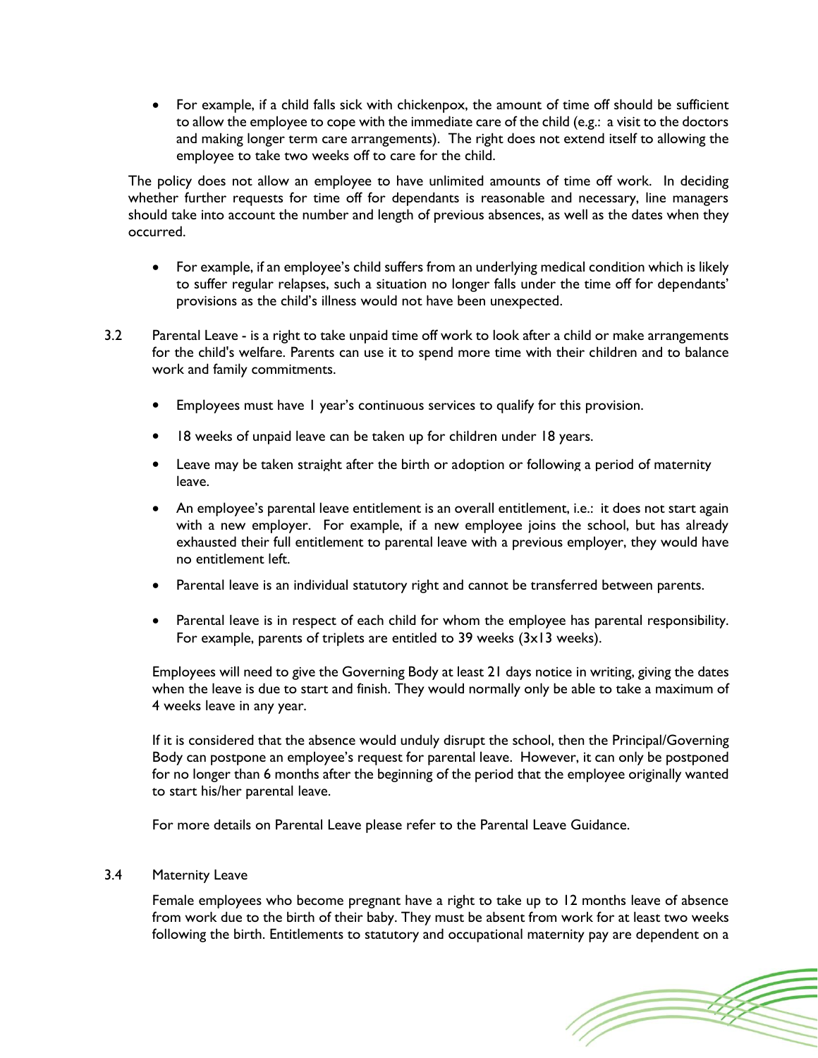- For example, if a child falls sick with chickenpox, the amount of time off should be sufficient to allow the employee to cope with the immediate care of the child (e.g.: a visit to the doctors and making longer term care arrangements). The right does not extend itself to allowing the employee to take two weeks off to care for the child.

The policy does not allow an employee to have unlimited amounts of time off work. In deciding whether further requests for time off for dependants is reasonable and necessary, line managers should take into account the number and length of previous absences, as well as the dates when they occurred.

- For example, if an employee's child suffers from an underlying medical condition which is likely to suffer regular relapses, such a situation no longer falls under the time off for dependants' provisions as the child's illness would not have been unexpected.

3.2 Parental Leave - is a right to take unpaid time off work to look after a child or make arrangements for the child's welfare. Parents can use it to spend more time with their children and to balance work and family commitments.

- Employees must have 1 year's continuous services to qualify for this provision.
- 18 weeks of unpaid leave can be taken up for children under 18 years.
- Leave may be taken straight after the birth or adoption or following a period of maternity leave.
- An employee's parental leave entitlement is an overall entitlement, i.e.: it does not start again with a new employer. For example, if a new employee joins the school, but has already exhausted their full entitlement to parental leave with a previous employer, they would have no entitlement left.
- Parental leave is an individual statutory right and cannot be transferred between parents.
- Parental leave is in respect of each child for whom the employee has parental responsibility. For example, parents of triplets are entitled to 39 weeks (3x13 weeks).

Employees will need to give the Governing Body at least 21 days notice in writing, giving the dates when the leave is due to start and finish. They would normally only be able to take a maximum of 4 weeks leave in any year.

If it is considered that the absence would unduly disrupt the school, then the Principal/Governing Body can postpone an employee's request for parental leave. However, it can only be postponed for no longer than 6 months after the beginning of the period that the employee originally wanted to start his/her parental leave.

For more details on Parental Leave please refer to the Parental Leave Guidance.

3.4 Maternity Leave

Female employees who become pregnant have a right to take up to 12 months leave of absence from work due to the birth of their baby. They must be absent from work for at least two weeks following the birth. Entitlements to statutory and occupational maternity pay are dependent on a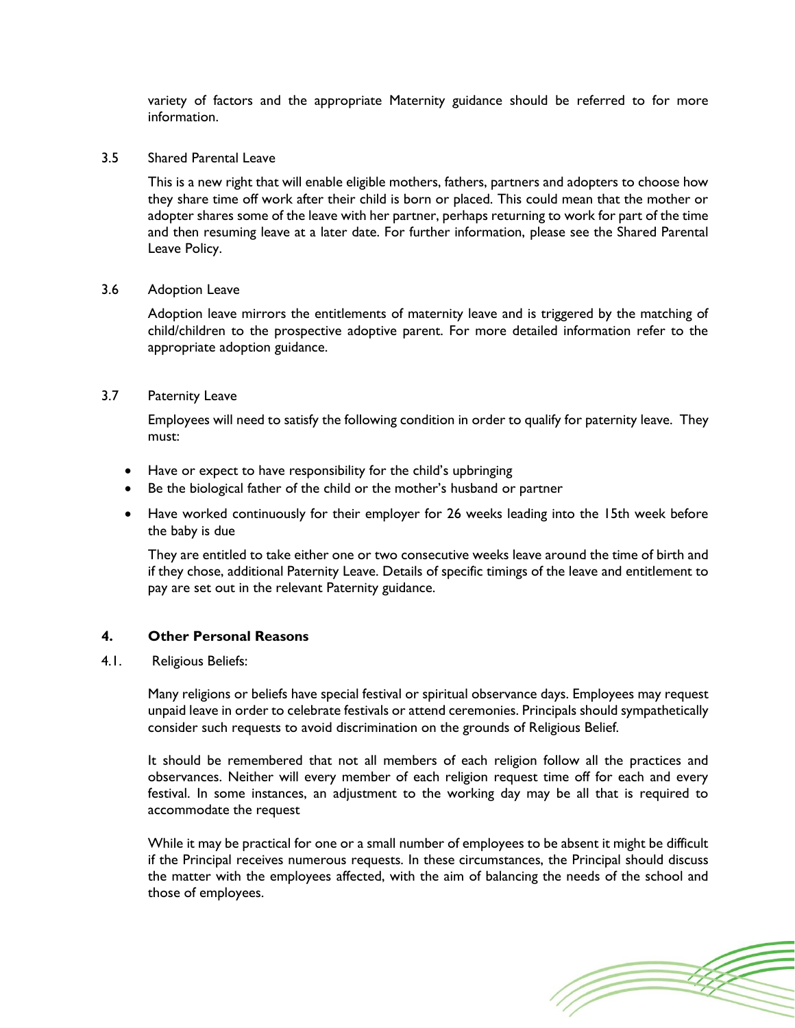variety of factors and the appropriate Maternity guidance should be referred to for more information.

3.5 Shared Parental Leave

This is a new right that will enable eligible mothers, fathers, partners and adopters to choose how they share time off work after their child is born or placed. This could mean that the mother or adopter shares some of the leave with her partner, perhaps returning to work for part of the time and then resuming leave at a later date. For further information, please see the Shared Parental Leave Policy.

3.6 Adoption Leave

Adoption leave mirrors the entitlements of maternity leave and is triggered by the matching of child/children to the prospective adoptive parent. For more detailed information refer to the appropriate adoption guidance.

3.7 Paternity Leave

Employees will need to satisfy the following condition in order to qualify for paternity leave. They must:

- Have or expect to have responsibility for the child's upbringing
- Be the biological father of the child or the mother's husband or partner
- Have worked continuously for their employer for 26 weeks leading into the 15th week before the baby is due

They are entitled to take either one or two consecutive weeks leave around the time of birth and if they chose, additional Paternity Leave. Details of specific timings of the leave and entitlement to pay are set out in the relevant Paternity guidance.

## 4. Other Personal Reasons

4.1. Religious Beliefs:

Many religions or beliefs have special festival or spiritual observance days. Employees may request unpaid leave in order to celebrate festivals or attend ceremonies. Principals should sympathetically consider such requests to avoid discrimination on the grounds of Religious Belief.

It should be remembered that not all members of each religion follow all the practices and observances. Neither will every member of each religion request time off for each and every festival. In some instances, an adjustment to the working day may be all that is required to accommodate the request

While it may be practical for one or a small number of employees to be absent it might be difficult if the Principal receives numerous requests. In these circumstances, the Principal should discuss the matter with the employees affected, with the aim of balancing the needs of the school and those of employees.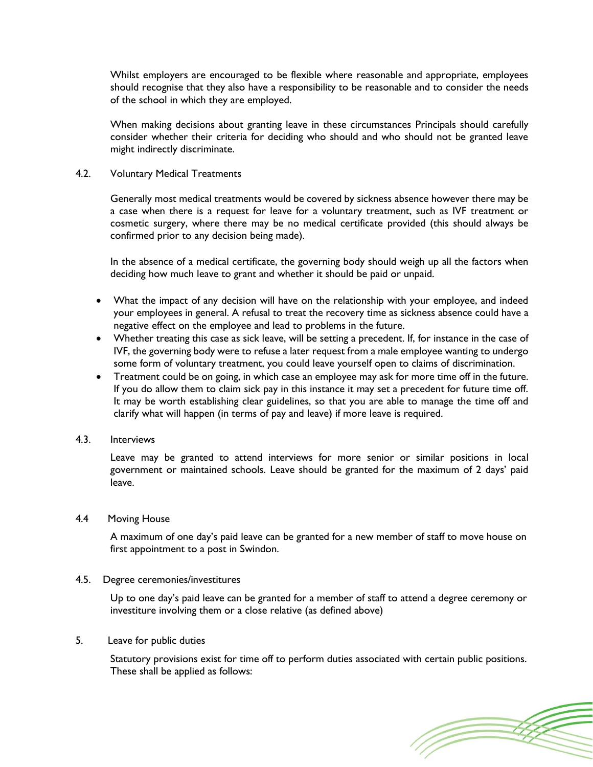Whilst employers are encouraged to be flexible where reasonable and appropriate, employees should recognise that they also have a responsibility to be reasonable and to consider the needs of the school in which they are employed.

When making decisions about granting leave in these circumstances Principals should carefully consider whether their criteria for deciding who should and who should not be granted leave might indirectly discriminate.

### 4.2. Voluntary Medical Treatments

Generally most medical treatments would be covered by sickness absence however there may be a case when there is a request for leave for a voluntary treatment, such as IVF treatment or cosmetic surgery, where there may be no medical certificate provided (this should always be confirmed prior to any decision being made).

In the absence of a medical certificate, the governing body should weigh up all the factors when deciding how much leave to grant and whether it should be paid or unpaid.

- What the impact of any decision will have on the relationship with your employee, and indeed your employees in general. A refusal to treat the recovery time as sickness absence could have a negative effect on the employee and lead to problems in the future.
- Whether treating this case as sick leave, will be setting a precedent. If, for instance in the case of IVF, the governing body were to refuse a later request from a male employee wanting to undergo some form of voluntary treatment, you could leave yourself open to claims of discrimination.
- Treatment could be on going, in which case an employee may ask for more time off in the future. If you do allow them to claim sick pay in this instance it may set a precedent for future time off. It may be worth establishing clear guidelines, so that you are able to manage the time off and clarify what will happen (in terms of pay and leave) if more leave is required.

### 4.3. Interviews

Leave may be granted to attend interviews for more senior or similar positions in local government or maintained schools. Leave should be granted for the maximum of 2 days' paid leave.

### 4.4 Moving House

A maximum of one day's paid leave can be granted for a new member of staff to move house on first appointment to a post in Swindon.

### 4.5. Degree ceremonies/investitures

Up to one day's paid leave can be granted for a member of staff to attend a degree ceremony or investiture involving them or a close relative (as defined above)

## 5. Leave for public duties

Statutory provisions exist for time off to perform duties associated with certain public positions. These shall be applied as follows: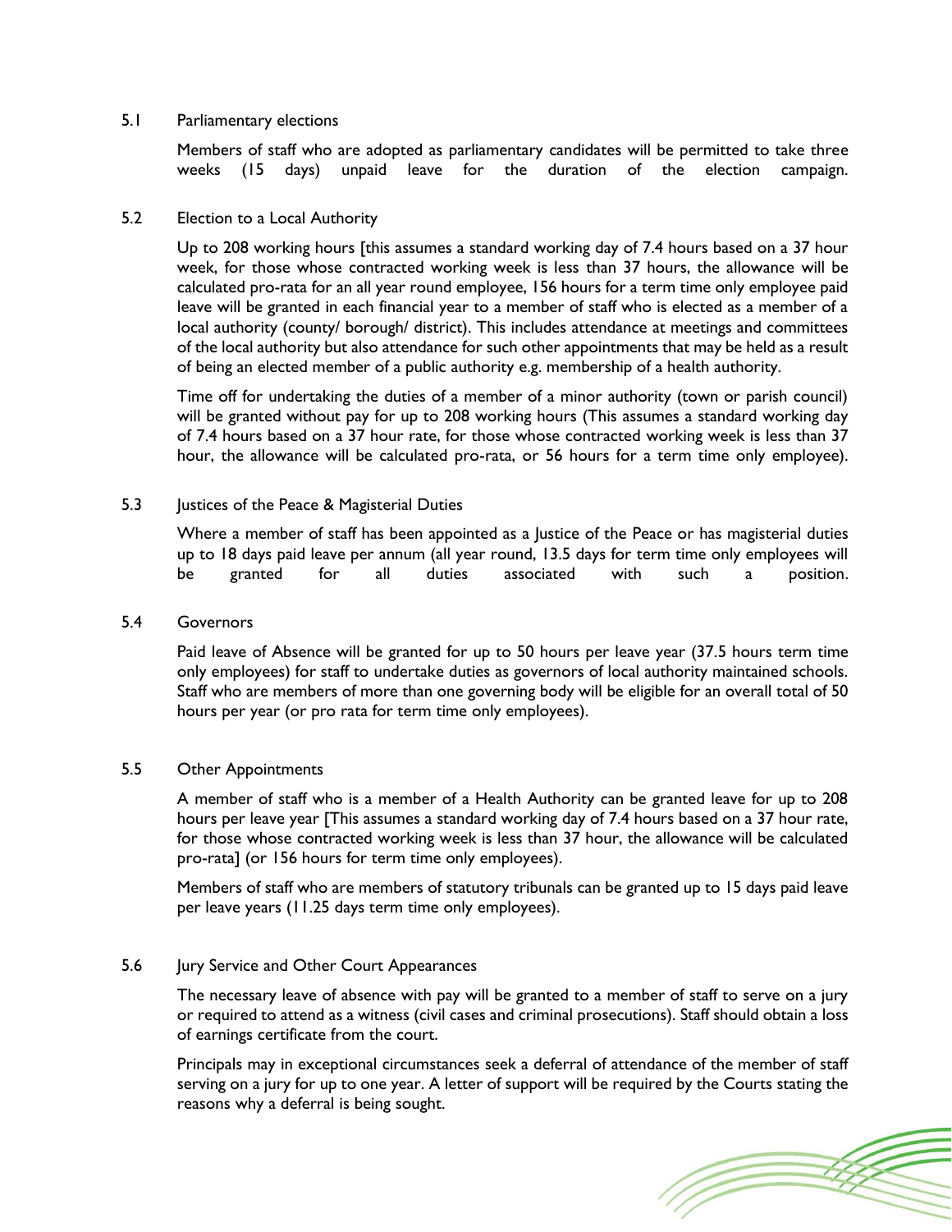### 5.1 Parliamentary elections

Members of staff who are adopted as parliamentary candidates will be permitted to take three weeks (15 days) unpaid leave for the duration of the election campaign.

### 5.2 Election to a Local Authority

Up to 208 working hours [this assumes a standard working day of 7.4 hours based on a 37 hour week, for those whose contracted working week is less than 37 hours, the allowance will be calculated pro-rata for an all year round employee, 156 hours for a term time only employee paid leave will be granted in each financial year to a member of staff who is elected as a member of a local authority (county/ borough/ district). This includes attendance at meetings and committees of the local authority but also attendance for such other appointments that may be held as a result of being an elected member of a public authority e.g. membership of a health authority.

Time off for undertaking the duties of a member of a minor authority (town or parish council) will be granted without pay for up to 208 working hours (This assumes a standard working day of 7.4 hours based on a 37 hour rate, for those whose contracted working week is less than 37 hour, the allowance will be calculated pro-rata, or 56 hours for a term time only employee).

### 5.3 Justices of the Peace & Magisterial Duties

Where a member of staff has been appointed as a Justice of the Peace or has magisterial duties up to 18 days paid leave per annum (all year round, 13.5 days for term time only employees will be granted for all duties associated with such a position.

### 5.4 Governors

Paid leave of Absence will be granted for up to 50 hours per leave year (37.5 hours term time only employees) for staff to undertake duties as governors of local authority maintained schools. Staff who are members of more than one governing body will be eligible for an overall total of 50 hours per year (or pro rata for term time only employees).

### 5.5 Other Appointments

A member of staff who is a member of a Health Authority can be granted leave for up to 208 hours per leave year [This assumes a standard working day of 7.4 hours based on a 37 hour rate, for those whose contracted working week is less than 37 hour, the allowance will be calculated pro-rata] (or 156 hours for term time only employees).

Members of staff who are members of statutory tribunals can be granted up to 15 days paid leave per leave years (11.25 days term time only employees).

### 5.6 Jury Service and Other Court Appearances

The necessary leave of absence with pay will be granted to a member of staff to serve on a jury or required to attend as a witness (civil cases and criminal prosecutions). Staff should obtain a loss of earnings certificate from the court.

Principals may in exceptional circumstances seek a deferral of attendance of the member of staff serving on a jury for up to one year. A letter of support will be required by the Courts stating the reasons why a deferral is being sought.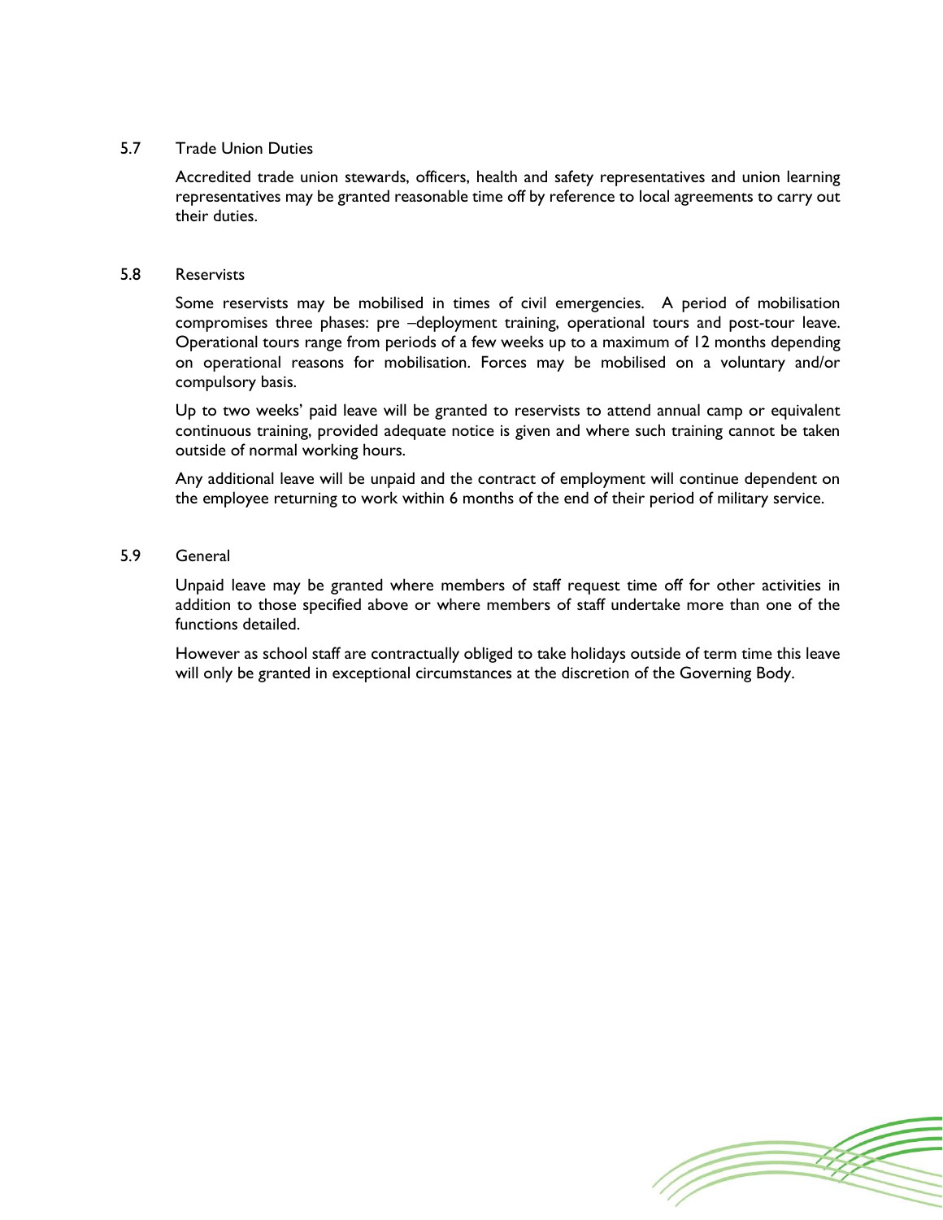### 5.7 Trade Union Duties

Accredited trade union stewards, officers, health and safety representatives and union learning representatives may be granted reasonable time off by reference to local agreements to carry out their duties.

### 5.8 Reservists

Some reservists may be mobilised in times of civil emergencies. A period of mobilisation compromises three phases: pre –deployment training, operational tours and post-tour leave. Operational tours range from periods of a few weeks up to a maximum of 12 months depending on operational reasons for mobilisation. Forces may be mobilised on a voluntary and/or compulsory basis.

Up to two weeks' paid leave will be granted to reservists to attend annual camp or equivalent continuous training, provided adequate notice is given and where such training cannot be taken outside of normal working hours.

Any additional leave will be unpaid and the contract of employment will continue dependent on the employee returning to work within 6 months of the end of their period of military service.

### 5.9 General

Unpaid leave may be granted where members of staff request time off for other activities in addition to those specified above or where members of staff undertake more than one of the functions detailed.

However as school staff are contractually obliged to take holidays outside of term time this leave will only be granted in exceptional circumstances at the discretion of the Governing Body.